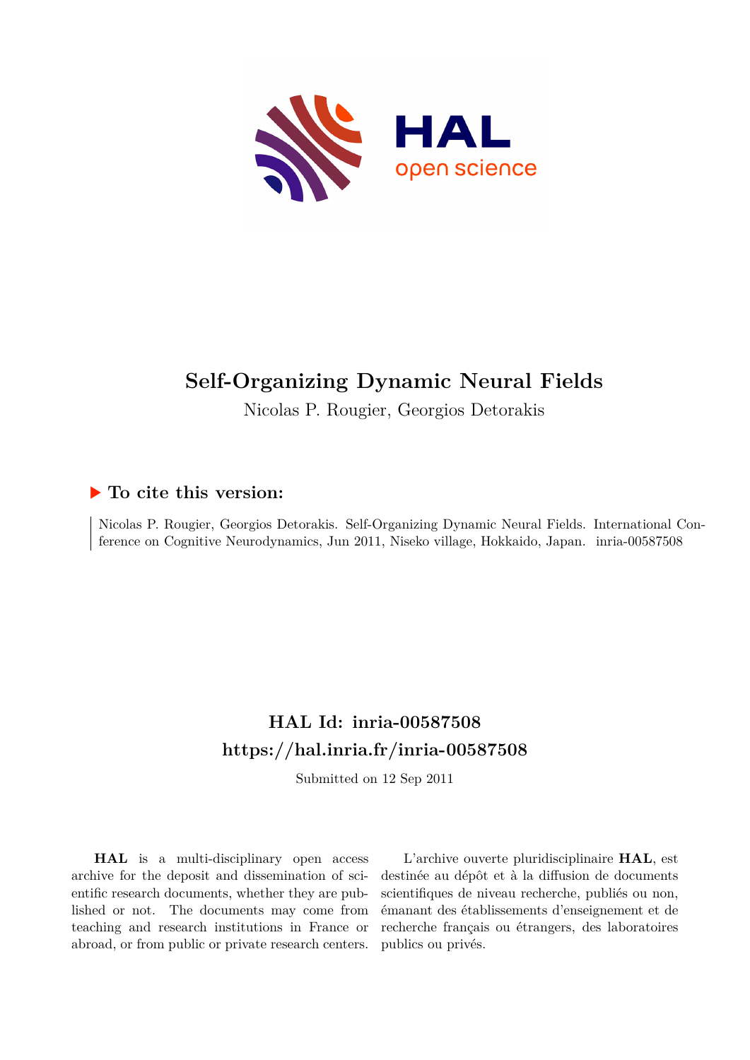# Self-Organizing Dynamic Neural Fields

Nicolas P. Rougier, Georgios Detorakis

## ▶ To cite this version:

Nicolas P. Rougier, Georgios Detorakis. Self-Organizing Dynamic Neural Fields. International Conference on Cognitive Neurodynamics, Jun 2011, Niseko village, Hokkaido, Japan. inria-00587508

## HAL Id: inria-00587508
## https://hal.inria.fr/inria-00587508

Submitted on 12 Sep 2011

**HAL** is a multi-disciplinary open access archive for the deposit and dissemination of scientific research documents, whether they are published or not. The documents may come from teaching and research institutions in France or abroad, or from public or private research centers.

L'archive ouverte pluridisciplinaire **HAL**, est destinée au dépôt et à la diffusion de documents scientifiques de niveau recherche, publiés ou non, émanant des établissements d'enseignement et de recherche français ou étrangers, des laboratoires publics ou privés.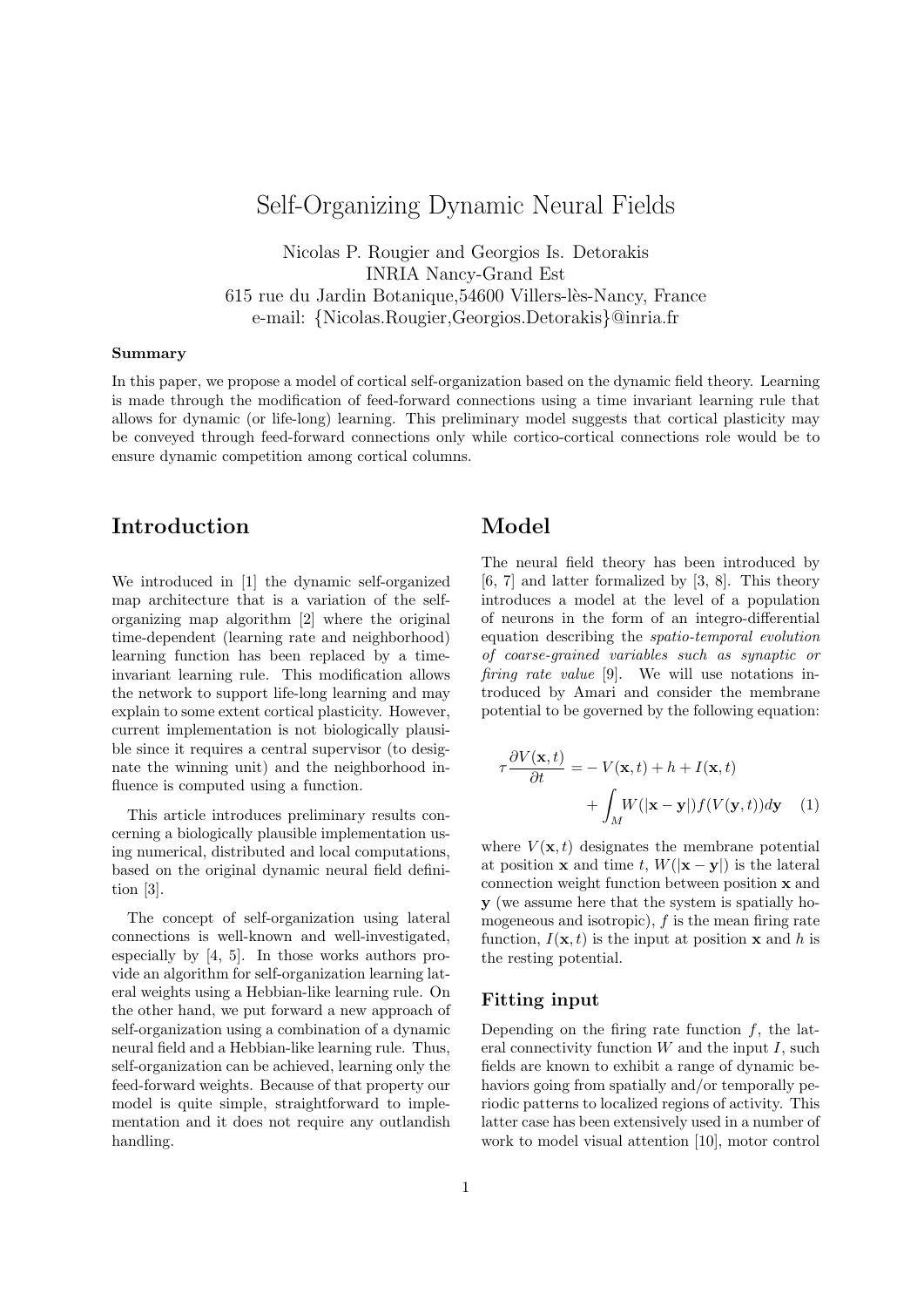# Self-Organizing Dynamic Neural Fields

Nicolas P. Rougier and Georgios Is. Detorakis
INRIA Nancy-Grand Est
615 rue du Jardin Botanique,54600 Villers-lès-Nancy, France
e-mail: {Nicolas.Rougier,Georgios.Detorakis}@inria.fr

**Summary**

In this paper, we propose a model of cortical self-organization based on the dynamic field theory. Learning is made through the modification of feed-forward connections using a time invariant learning rule that allows for dynamic (or life-long) learning. This preliminary model suggests that cortical plasticity may be conveyed through feed-forward connections only while cortico-cortical connections role would be to ensure dynamic competition among cortical columns.

## Introduction

We introduced in [1] the dynamic self-organized map architecture that is a variation of the self-organizing map algorithm [2] where the original time-dependent (learning rate and neighborhood) learning function has been replaced by a time-invariant learning rule. This modification allows the network to support life-long learning and may explain to some extent cortical plasticity. However, current implementation is not biologically plausible since it requires a central supervisor (to designate the winning unit) and the neighborhood influence is computed using a function.

This article introduces preliminary results concerning a biologically plausible implementation using numerical, distributed and local computations, based on the original dynamic neural field definition [3].

The concept of self-organization using lateral connections is well-known and well-investigated, especially by [4, 5]. In those works authors provide an algorithm for self-organization learning lateral weights using a Hebbian-like learning rule. On the other hand, we put forward a new approach of self-organization using a combination of a dynamic neural field and a Hebbian-like learning rule. Thus, self-organization can be achieved, learning only the feed-forward weights. Because of that property our model is quite simple, straightforward to implementation and it does not require any outlandish handling.

## Model

The neural field theory has been introduced by [6, 7] and latter formalized by [3, 8]. This theory introduces a model at the level of a population of neurons in the form of an integro-differential equation describing the *spatio-temporal evolution of coarse-grained variables such as synaptic or firing rate value* [9]. We will use notations introduced by Amari and consider the membrane potential to be governed by the following equation:

$$\tau \frac{\partial V(\mathbf{x},t)}{\partial t} = -V(\mathbf{x},t) + h + I(\mathbf{x},t) + \int_M W(|\mathbf{x}-\mathbf{y}|) f(V(\mathbf{y},t)) d\mathbf{y} \quad (1)$$

where $V(\mathbf{x},t)$ designates the membrane potential at position $\mathbf{x}$ and time $t$, $W(|\mathbf{x}-\mathbf{y}|)$ is the lateral connection weight function between position $\mathbf{x}$ and $\mathbf{y}$ (we assume here that the system is spatially homogeneous and isotropic), $f$ is the mean firing rate function, $I(\mathbf{x},t)$ is the input at position $\mathbf{x}$ and $h$ is the resting potential.

### Fitting input

Depending on the firing rate function $f$, the lateral connectivity function $W$ and the input $I$, such fields are known to exhibit a range of dynamic behaviors going from spatially and/or temporally periodic patterns to localized regions of activity. This latter case has been extensively used in a number of work to model visual attention [10], motor control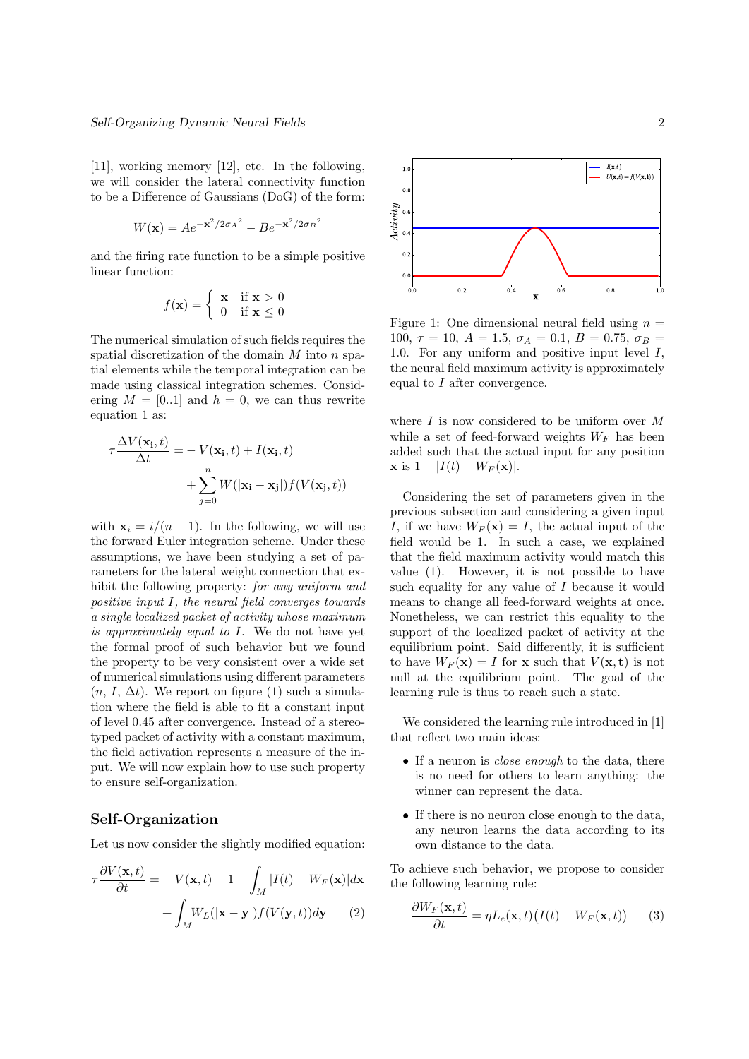[11], working memory [12], etc. In the following, we will consider the lateral connectivity function to be a Difference of Gaussians (DoG) of the form:

$$W(\mathbf{x}) = Ae^{-\mathbf{x}^2/2\sigma_A{}^2} - Be^{-\mathbf{x}^2/2\sigma_B{}^2}$$

and the firing rate function to be a simple positive linear function:

$$f(\mathbf{x}) = \begin{cases} \mathbf{x} & \text{if } \mathbf{x} > 0 \\ 0 & \text{if } \mathbf{x} \leq 0 \end{cases}$$

The numerical simulation of such fields requires the spatial discretization of the domain $M$ into $n$ spatial elements while the temporal integration can be made using classical integration schemes. Considering $M = [0..1]$ and $h = 0$, we can thus rewrite equation 1 as:

$$\tau \frac{\Delta V(\mathbf{x_i}, t)}{\Delta t} = -V(\mathbf{x_i}, t) + I(\mathbf{x_i}, t) + \sum_{j=0}^{n} W(|\mathbf{x_i} - \mathbf{x_j}|) f(V(\mathbf{x_j}, t))$$

with $\mathbf{x}_i = i/(n-1)$. In the following, we will use the forward Euler integration scheme. Under these assumptions, we have been studying a set of parameters for the lateral weight connection that exhibit the following property: *for any uniform and positive input $I$, the neural field converges towards a single localized packet of activity whose maximum is approximately equal to $I$.* We do not have yet the formal proof of such behavior but we found the property to be very consistent over a wide set of numerical simulations using different parameters ($n$, $I$, $\Delta t$). We report on figure (1) such a simulation where the field is able to fit a constant input of level 0.45 after convergence. Instead of a stereotyped packet of activity with a constant maximum, the field activation represents a measure of the input. We will now explain how to use such property to ensure self-organization.

Figure 1: One dimensional neural field using $n = 100$, $\tau = 10$, $A = 1.5$, $\sigma_A = 0.1$, $B = 0.75$, $\sigma_B = 1.0$. For any uniform and positive input level $I$, the neural field maximum activity is approximately equal to $I$ after convergence.

## Self-Organization

Let us now consider the slightly modified equation:

$$\tau \frac{\partial V(\mathbf{x}, t)}{\partial t} = -V(\mathbf{x}, t) + 1 - \int_M |I(t) - W_F(\mathbf{x})| d\mathbf{x} + \int_M W_L(|\mathbf{x} - \mathbf{y}|) f(V(\mathbf{y}, t)) d\mathbf{y} \qquad (2)$$

where $I$ is now considered to be uniform over $M$ while a set of feed-forward weights $W_F$ has been added such that the actual input for any position $\mathbf{x}$ is $1 - |I(t) - W_F(\mathbf{x})|$.

Considering the set of parameters given in the previous subsection and considering a given input $I$, if we have $W_F(\mathbf{x}) = I$, the actual input of the field would be 1. In such a case, we explained that the field maximum activity would match this value (1). However, it is not possible to have such equality for any value of $I$ because it would means to change all feed-forward weights at once. Nonetheless, we can restrict this equality to the support of the localized packet of activity at the equilibrium point. Said differently, it is sufficient to have $W_F(\mathbf{x}) = I$ for $\mathbf{x}$ such that $V(\mathbf{x}, \mathbf{t})$ is not null at the equilibrium point. The goal of the learning rule is thus to reach such a state.

We considered the learning rule introduced in [1] that reflect two main ideas:

- If a neuron is *close enough* to the data, there is no need for others to learn anything: the winner can represent the data.
- If there is no neuron close enough to the data, any neuron learns the data according to its own distance to the data.

To achieve such behavior, we propose to consider the following learning rule:

$$\frac{\partial W_F(\mathbf{x}, t)}{\partial t} = \eta L_e(\mathbf{x}, t)\big(I(t) - W_F(\mathbf{x}, t)\big) \qquad (3)$$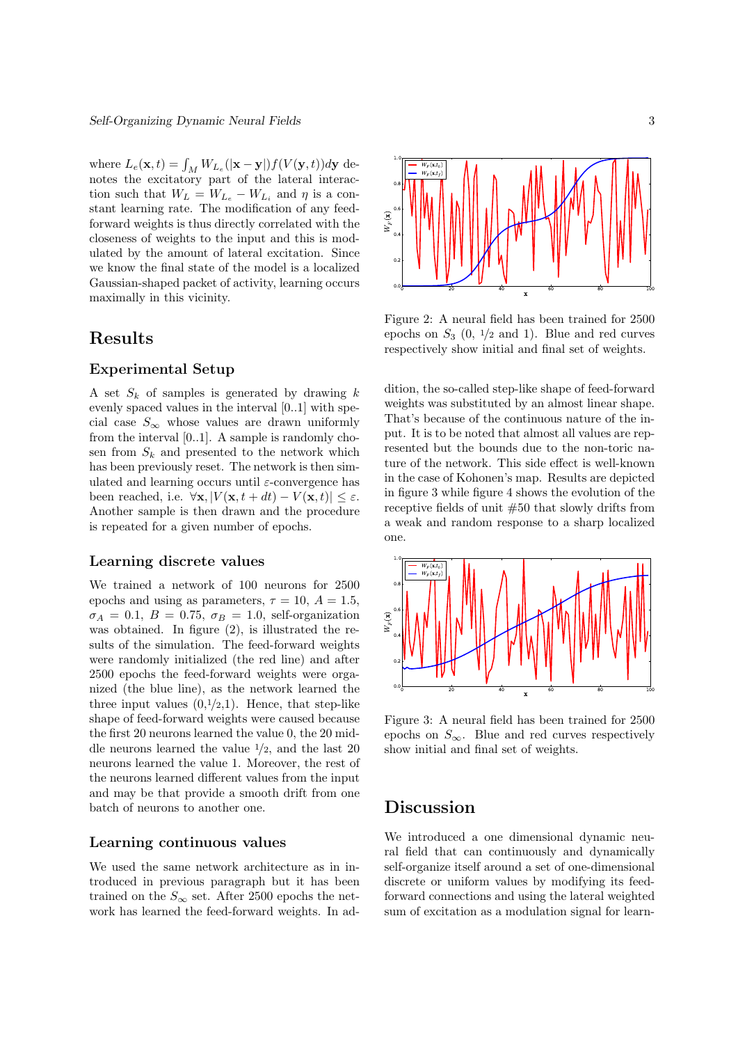where $L_e(\mathbf{x}, t) = \int_M W_{L_e}(|\mathbf{x} - \mathbf{y}|) f(V(\mathbf{y}, t)) d\mathbf{y}$ denotes the excitatory part of the lateral interaction such that $W_L = W_{L_e} - W_{L_i}$ and $\eta$ is a constant learning rate. The modification of any feed-forward weights is thus directly correlated with the closeness of weights to the input and this is modulated by the amount of lateral excitation. Since we know the final state of the model is a localized Gaussian-shaped packet of activity, learning occurs maximally in this vicinity.

## Results

### Experimental Setup

A set $S_k$ of samples is generated by drawing $k$ evenly spaced values in the interval $[0..1]$ with special case $S_\infty$ whose values are drawn uniformly from the interval $[0..1]$. A sample is randomly chosen from $S_k$ and presented to the network which has been previously reset. The network is then simulated and learning occurs until $\varepsilon$-convergence has been reached, i.e. $\forall \mathbf{x}, |V(\mathbf{x}, t + dt) - V(\mathbf{x}, t)| \leq \varepsilon$. Another sample is then drawn and the procedure is repeated for a given number of epochs.

### Learning discrete values

We trained a network of 100 neurons for 2500 epochs and using as parameters, $\tau = 10$, $A = 1.5$, $\sigma_A = 0.1$, $B = 0.75$, $\sigma_B = 1.0$, self-organization was obtained. In figure (2), is illustrated the results of the simulation. The feed-forward weights were randomly initialized (the red line) and after 2500 epochs the feed-forward weights were organized (the blue line), as the network learned the three input values $(0, 1/2, 1)$. Hence, that step-like shape of feed-forward weights were caused because the first 20 neurons learned the value 0, the 20 middle neurons learned the value $1/2$, and the last 20 neurons learned the value 1. Moreover, the rest of the neurons learned different values from the input and may be that provide a smooth drift from one batch of neurons to another one.

### Learning continuous values

We used the same network architecture as in introduced in previous paragraph but it has been trained on the $S_\infty$ set. After 2500 epochs the network has learned the feed-forward weights. In addition, the so-called step-like shape of feed-forward weights was substituted by an almost linear shape. That's because of the continuous nature of the input. It is to be noted that almost all values are represented but the bounds due to the non-toric nature of the network. This side effect is well-known in the case of Kohonen's map. Results are depicted in figure 3 while figure 4 shows the evolution of the receptive fields of unit #50 that slowly drifts from a weak and random response to a sharp localized one.

Figure 2: A neural field has been trained for 2500 epochs on $S_3$ $(0, 1/2$ and $1)$. Blue and red curves respectively show initial and final set of weights.

Figure 3: A neural field has been trained for 2500 epochs on $S_\infty$. Blue and red curves respectively show initial and final set of weights.

## Discussion

We introduced a one dimensional dynamic neural field that can continuously and dynamically self-organize itself around a set of one-dimensional discrete or uniform values by modifying its feed-forward connections and using the lateral weighted sum of excitation as a modulation signal for learn-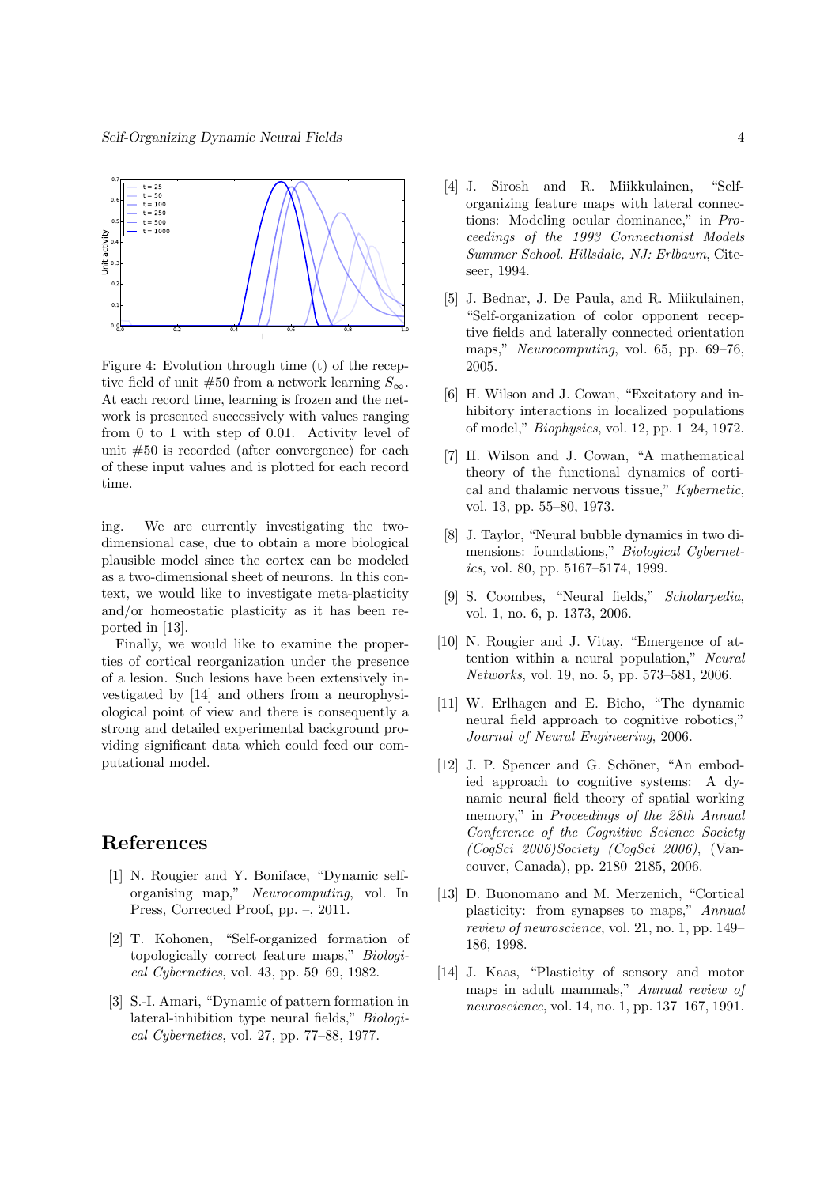Unit activity

0.0
0.1
0.2
0.3
0.4
0.5
0.6
0.7

0.0
0.2
0.4
0.6
0.8
1.0

I

t = 25
t = 50
t = 100
t = 250
t = 500
t = 1000

Figure 4: Evolution through time (t) of the receptive field of unit #50 from a network learning $S_\infty$. At each record time, learning is frozen and the network is presented successively with values ranging from 0 to 1 with step of 0.01. Activity level of unit #50 is recorded (after convergence) for each of these input values and is plotted for each record time.

ing. We are currently investigating the two-dimensional case, due to obtain a more biological plausible model since the cortex can be modeled as a two-dimensional sheet of neurons. In this context, we would like to investigate meta-plasticity and/or homeostatic plasticity as it has been reported in [13].

Finally, we would like to examine the properties of cortical reorganization under the presence of a lesion. Such lesions have been extensively investigated by [14] and others from a neurophysiological point of view and there is consequently a strong and detailed experimental background providing significant data which could feed our computational model.

## References

[1] N. Rougier and Y. Boniface, "Dynamic self-organising map," *Neurocomputing*, vol. In Press, Corrected Proof, pp. –, 2011.

[2] T. Kohonen, "Self-organized formation of topologically correct feature maps," *Biological Cybernetics*, vol. 43, pp. 59–69, 1982.

[3] S.-I. Amari, "Dynamic of pattern formation in lateral-inhibition type neural fields," *Biological Cybernetics*, vol. 27, pp. 77–88, 1977.

[4] J. Sirosh and R. Miikkulainen, "Self-organizing feature maps with lateral connections: Modeling ocular dominance," in *Proceedings of the 1993 Connectionist Models Summer School. Hillsdale, NJ: Erlbaum*, Citeseer, 1994.

[5] J. Bednar, J. De Paula, and R. Miikulainen, "Self-organization of color opponent receptive fields and laterally connected orientation maps," *Neurocomputing*, vol. 65, pp. 69–76, 2005.

[6] H. Wilson and J. Cowan, "Excitatory and inhibitory interactions in localized populations of model," *Biophysics*, vol. 12, pp. 1–24, 1972.

[7] H. Wilson and J. Cowan, "A mathematical theory of the functional dynamics of cortical and thalamic nervous tissue," *Kybernetic*, vol. 13, pp. 55–80, 1973.

[8] J. Taylor, "Neural bubble dynamics in two dimensions: foundations," *Biological Cybernetics*, vol. 80, pp. 5167–5174, 1999.

[9] S. Coombes, "Neural fields," *Scholarpedia*, vol. 1, no. 6, p. 1373, 2006.

[10] N. Rougier and J. Vitay, "Emergence of attention within a neural population," *Neural Networks*, vol. 19, no. 5, pp. 573–581, 2006.

[11] W. Erlhagen and E. Bicho, "The dynamic neural field approach to cognitive robotics," *Journal of Neural Engineering*, 2006.

[12] J. P. Spencer and G. Schöner, "An embodied approach to cognitive systems: A dynamic neural field theory of spatial working memory," in *Proceedings of the 28th Annual Conference of the Cognitive Science Society (CogSci 2006)Society (CogSci 2006)*, (Vancouver, Canada), pp. 2180–2185, 2006.

[13] D. Buonomano and M. Merzenich, "Cortical plasticity: from synapses to maps," *Annual review of neuroscience*, vol. 21, no. 1, pp. 149–186, 1998.

[14] J. Kaas, "Plasticity of sensory and motor maps in adult mammals," *Annual review of neuroscience*, vol. 14, no. 1, pp. 137–167, 1991.